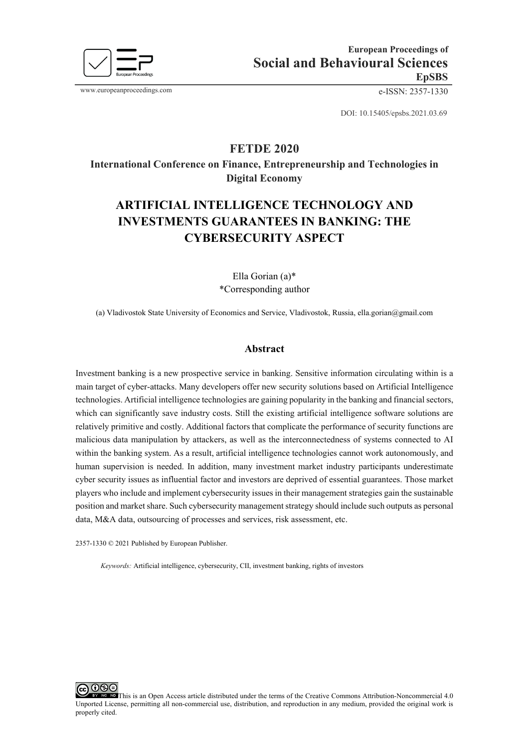European Proceedings of
**Social and Behavioural Sciences**
**EpSBS**

www.europeanproceedings.com e-ISSN: 2357-1330

DOI: 10.15405/epsbs.2021.03.69

## FETDE 2020

**International Conference on Finance, Entrepreneurship and Technologies in Digital Economy**

# ARTIFICIAL INTELLIGENCE TECHNOLOGY AND INVESTMENTS GUARANTEES IN BANKING: THE CYBERSECURITY ASPECT

Ella Gorian (a)*
*Corresponding author

(a) Vladivostok State University of Economics and Service, Vladivostok, Russia, ella.gorian@gmail.com

## Abstract

Investment banking is a new prospective service in banking. Sensitive information circulating within is a main target of cyber-attacks. Many developers offer new security solutions based on Artificial Intelligence technologies. Artificial intelligence technologies are gaining popularity in the banking and financial sectors, which can significantly save industry costs. Still the existing artificial intelligence software solutions are relatively primitive and costly. Additional factors that complicate the performance of security functions are malicious data manipulation by attackers, as well as the interconnectedness of systems connected to AI within the banking system. As a result, artificial intelligence technologies cannot work autonomously, and human supervision is needed. In addition, many investment market industry participants underestimate cyber security issues as influential factor and investors are deprived of essential guarantees. Those market players who include and implement cybersecurity issues in their management strategies gain the sustainable position and market share. Such cybersecurity management strategy should include such outputs as personal data, M&A data, outsourcing of processes and services, risk assessment, etc.

2357-1330 © 2021 Published by European Publisher.

*Keywords:* Artificial intelligence, cybersecurity, CII, investment banking, rights of investors

This is an Open Access article distributed under the terms of the Creative Commons Attribution-Noncommercial 4.0 Unported License, permitting all non-commercial use, distribution, and reproduction in any medium, provided the original work is properly cited.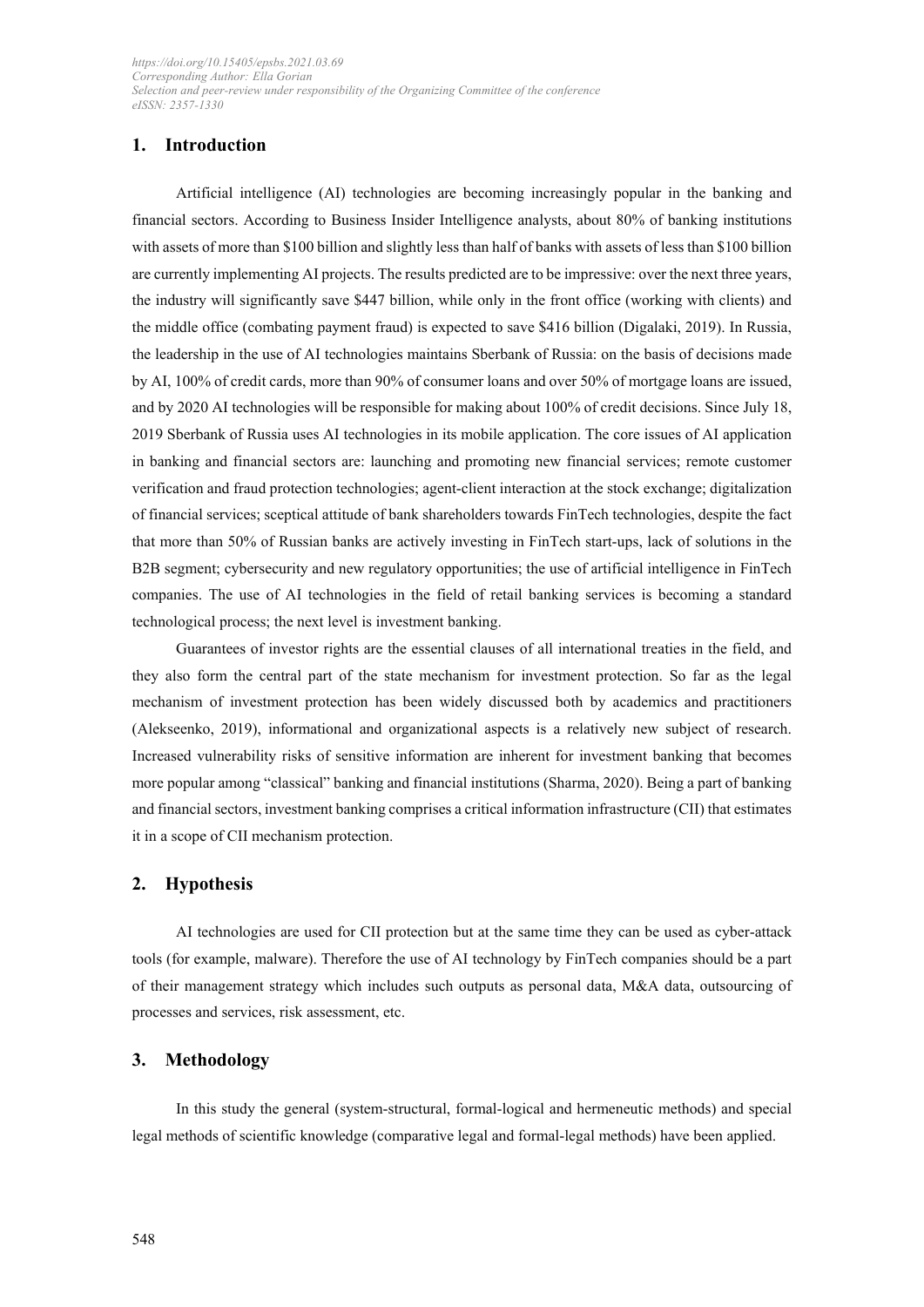## 1. Introduction

Artificial intelligence (AI) technologies are becoming increasingly popular in the banking and financial sectors. According to Business Insider Intelligence analysts, about 80% of banking institutions with assets of more than $100 billion and slightly less than half of banks with assets of less than $100 billion are currently implementing AI projects. The results predicted are to be impressive: over the next three years, the industry will significantly save $447 billion, while only in the front office (working with clients) and the middle office (combating payment fraud) is expected to save $416 billion (Digalaki, 2019). In Russia, the leadership in the use of AI technologies maintains Sberbank of Russia: on the basis of decisions made by AI, 100% of credit cards, more than 90% of consumer loans and over 50% of mortgage loans are issued, and by 2020 AI technologies will be responsible for making about 100% of credit decisions. Since July 18, 2019 Sberbank of Russia uses AI technologies in its mobile application. The core issues of AI application in banking and financial sectors are: launching and promoting new financial services; remote customer verification and fraud protection technologies; agent-client interaction at the stock exchange; digitalization of financial services; sceptical attitude of bank shareholders towards FinTech technologies, despite the fact that more than 50% of Russian banks are actively investing in FinTech start-ups, lack of solutions in the B2B segment; cybersecurity and new regulatory opportunities; the use of artificial intelligence in FinTech companies. The use of AI technologies in the field of retail banking services is becoming a standard technological process; the next level is investment banking.

Guarantees of investor rights are the essential clauses of all international treaties in the field, and they also form the central part of the state mechanism for investment protection. So far as the legal mechanism of investment protection has been widely discussed both by academics and practitioners (Alekseenko, 2019), informational and organizational aspects is a relatively new subject of research. Increased vulnerability risks of sensitive information are inherent for investment banking that becomes more popular among "classical" banking and financial institutions (Sharma, 2020). Being a part of banking and financial sectors, investment banking comprises a critical information infrastructure (CII) that estimates it in a scope of CII mechanism protection.

## 2. Hypothesis

AI technologies are used for CII protection but at the same time they can be used as cyber-attack tools (for example, malware). Therefore the use of AI technology by FinTech companies should be a part of their management strategy which includes such outputs as personal data, M&A data, outsourcing of processes and services, risk assessment, etc.

## 3. Methodology

In this study the general (system-structural, formal-logical and hermeneutic methods) and special legal methods of scientific knowledge (comparative legal and formal-legal methods) have been applied.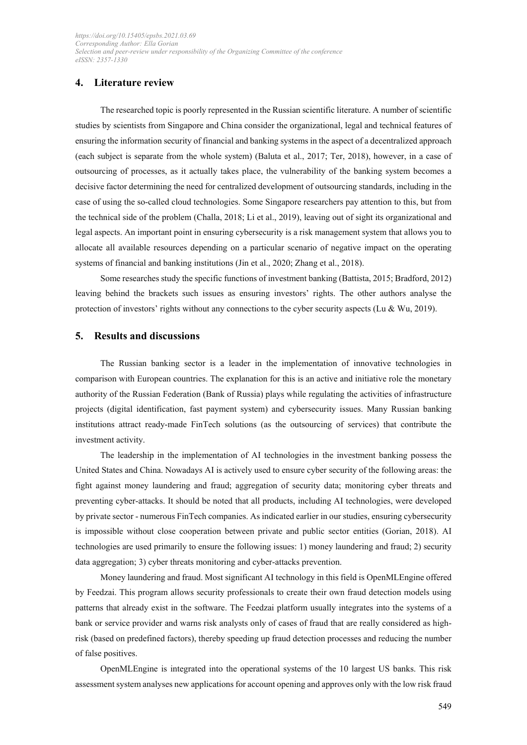## 4. Literature review

The researched topic is poorly represented in the Russian scientific literature. A number of scientific studies by scientists from Singapore and China consider the organizational, legal and technical features of ensuring the information security of financial and banking systems in the aspect of a decentralized approach (each subject is separate from the whole system) (Baluta et al., 2017; Ter, 2018), however, in a case of outsourcing of processes, as it actually takes place, the vulnerability of the banking system becomes a decisive factor determining the need for centralized development of outsourcing standards, including in the case of using the so-called cloud technologies. Some Singapore researchers pay attention to this, but from the technical side of the problem (Challa, 2018; Li et al., 2019), leaving out of sight its organizational and legal aspects. An important point in ensuring cybersecurity is a risk management system that allows you to allocate all available resources depending on a particular scenario of negative impact on the operating systems of financial and banking institutions (Jin et al., 2020; Zhang et al., 2018).

Some researches study the specific functions of investment banking (Battista, 2015; Bradford, 2012) leaving behind the brackets such issues as ensuring investors' rights. The other authors analyse the protection of investors' rights without any connections to the cyber security aspects (Lu & Wu, 2019).

## 5. Results and discussions

The Russian banking sector is a leader in the implementation of innovative technologies in comparison with European countries. The explanation for this is an active and initiative role the monetary authority of the Russian Federation (Bank of Russia) plays while regulating the activities of infrastructure projects (digital identification, fast payment system) and cybersecurity issues. Many Russian banking institutions attract ready-made FinTech solutions (as the outsourcing of services) that contribute the investment activity.

The leadership in the implementation of AI technologies in the investment banking possess the United States and China. Nowadays AI is actively used to ensure cyber security of the following areas: the fight against money laundering and fraud; aggregation of security data; monitoring cyber threats and preventing cyber-attacks. It should be noted that all products, including AI technologies, were developed by private sector - numerous FinTech companies. As indicated earlier in our studies, ensuring cybersecurity is impossible without close cooperation between private and public sector entities (Gorian, 2018). AI technologies are used primarily to ensure the following issues: 1) money laundering and fraud; 2) security data aggregation; 3) cyber threats monitoring and cyber-attacks prevention.

Money laundering and fraud. Most significant AI technology in this field is OpenMLEngine offered by Feedzai. This program allows security professionals to create their own fraud detection models using patterns that already exist in the software. The Feedzai platform usually integrates into the systems of a bank or service provider and warns risk analysts only of cases of fraud that are really considered as high-risk (based on predefined factors), thereby speeding up fraud detection processes and reducing the number of false positives.

OpenMLEngine is integrated into the operational systems of the 10 largest US banks. This risk assessment system analyses new applications for account opening and approves only with the low risk fraud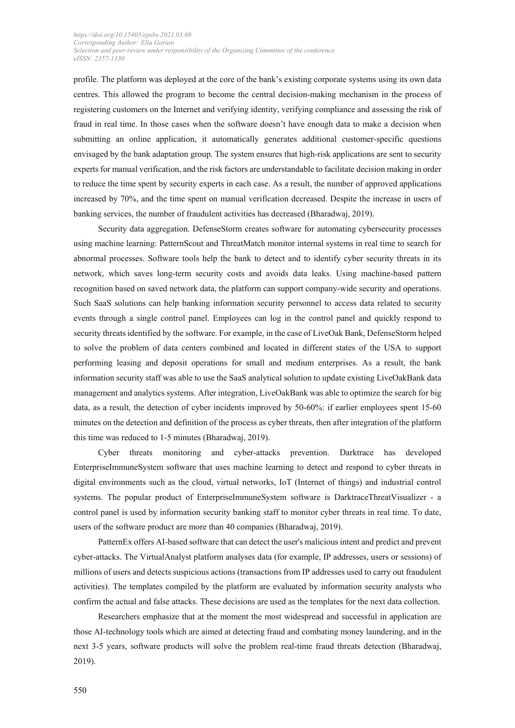profile. The platform was deployed at the core of the bank's existing corporate systems using its own data centres. This allowed the program to become the central decision-making mechanism in the process of registering customers on the Internet and verifying identity, verifying compliance and assessing the risk of fraud in real time. In those cases when the software doesn't have enough data to make a decision when submitting an online application, it automatically generates additional customer-specific questions envisaged by the bank adaptation group. The system ensures that high-risk applications are sent to security experts for manual verification, and the risk factors are understandable to facilitate decision making in order to reduce the time spent by security experts in each case. As a result, the number of approved applications increased by 70%, and the time spent on manual verification decreased. Despite the increase in users of banking services, the number of fraudulent activities has decreased (Bharadwaj, 2019).

Security data aggregation. DefenseStorm creates software for automating cybersecurity processes using machine learning: PatternScout and ThreatMatch monitor internal systems in real time to search for abnormal processes. Software tools help the bank to detect and to identify cyber security threats in its network, which saves long-term security costs and avoids data leaks. Using machine-based pattern recognition based on saved network data, the platform can support company-wide security and operations. Such SaaS solutions can help banking information security personnel to access data related to security events through a single control panel. Employees can log in the control panel and quickly respond to security threats identified by the software. For example, in the case of LiveOak Bank, DefenseStorm helped to solve the problem of data centers combined and located in different states of the USA to support performing leasing and deposit operations for small and medium enterprises. As a result, the bank information security staff was able to use the SaaS analytical solution to update existing LiveOakBank data management and analytics systems. After integration, LiveOakBank was able to optimize the search for big data, as a result, the detection of cyber incidents improved by 50-60%: if earlier employees spent 15-60 minutes on the detection and definition of the process as cyber threats, then after integration of the platform this time was reduced to 1-5 minutes (Bharadwaj, 2019).

Cyber threats monitoring and cyber-attacks prevention. Darktrace has developed EnterpriseImmuneSystem software that uses machine learning to detect and respond to cyber threats in digital environments such as the cloud, virtual networks, IoT (Internet of things) and industrial control systems. The popular product of EnterpriseImmuneSystem software is DarktraceThreatVisualizer - a control panel is used by information security banking staff to monitor cyber threats in real time. To date, users of the software product are more than 40 companies (Bharadwaj, 2019).

PatternEx offers AI-based software that can detect the user's malicious intent and predict and prevent cyber-attacks. The VirtualAnalyst platform analyses data (for example, IP addresses, users or sessions) of millions of users and detects suspicious actions (transactions from IP addresses used to carry out fraudulent activities). The templates compiled by the platform are evaluated by information security analysts who confirm the actual and false attacks. These decisions are used as the templates for the next data collection.

Researchers emphasize that at the moment the most widespread and successful in application are those AI-technology tools which are aimed at detecting fraud and combating money laundering, and in the next 3-5 years, software products will solve the problem real-time fraud threats detection (Bharadwaj, 2019).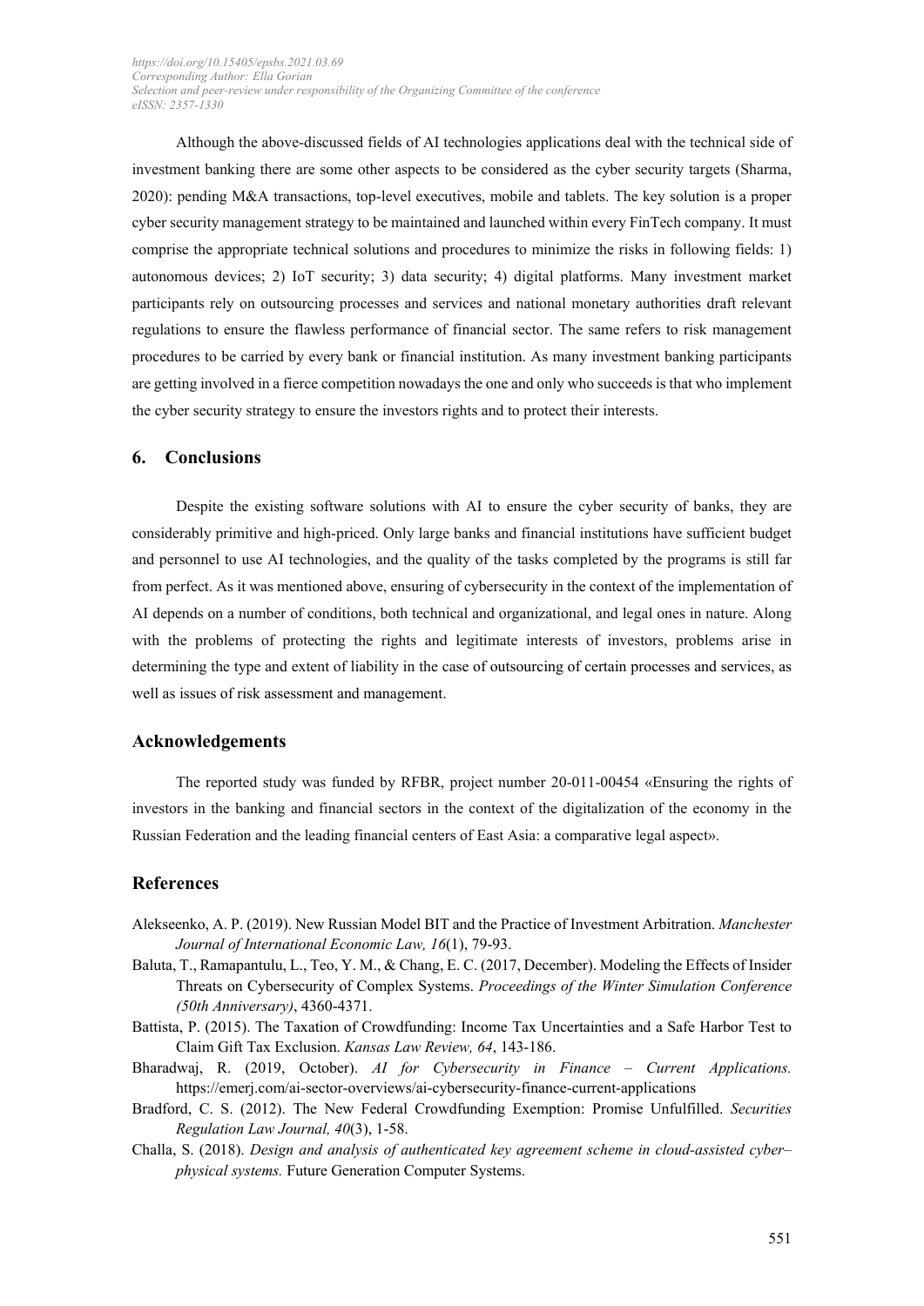Although the above-discussed fields of AI technologies applications deal with the technical side of investment banking there are some other aspects to be considered as the cyber security targets (Sharma, 2020): pending M&A transactions, top-level executives, mobile and tablets. The key solution is a proper cyber security management strategy to be maintained and launched within every FinTech company. It must comprise the appropriate technical solutions and procedures to minimize the risks in following fields: 1) autonomous devices; 2) IoT security; 3) data security; 4) digital platforms. Many investment market participants rely on outsourcing processes and services and national monetary authorities draft relevant regulations to ensure the flawless performance of financial sector. The same refers to risk management procedures to be carried by every bank or financial institution. As many investment banking participants are getting involved in a fierce competition nowadays the one and only who succeeds is that who implement the cyber security strategy to ensure the investors rights and to protect their interests.

## 6. Conclusions

Despite the existing software solutions with AI to ensure the cyber security of banks, they are considerably primitive and high-priced. Only large banks and financial institutions have sufficient budget and personnel to use AI technologies, and the quality of the tasks completed by the programs is still far from perfect. As it was mentioned above, ensuring of cybersecurity in the context of the implementation of AI depends on a number of conditions, both technical and organizational, and legal ones in nature. Along with the problems of protecting the rights and legitimate interests of investors, problems arise in determining the type and extent of liability in the case of outsourcing of certain processes and services, as well as issues of risk assessment and management.

## Acknowledgements

The reported study was funded by RFBR, project number 20-011-00454 «Ensuring the rights of investors in the banking and financial sectors in the context of the digitalization of the economy in the Russian Federation and the leading financial centers of East Asia: a comparative legal aspect».

## References

Alekseenko, A. P. (2019). New Russian Model BIT and the Practice of Investment Arbitration. *Manchester Journal of International Economic Law, 16*(1), 79-93.

Baluta, T., Ramapantulu, L., Teo, Y. M., & Chang, E. C. (2017, December). Modeling the Effects of Insider Threats on Cybersecurity of Complex Systems. *Proceedings of the Winter Simulation Conference (50th Anniversary)*, 4360-4371.

Battista, P. (2015). The Taxation of Crowdfunding: Income Tax Uncertainties and a Safe Harbor Test to Claim Gift Tax Exclusion. *Kansas Law Review, 64*, 143-186.

Bharadwaj, R. (2019, October). *AI for Cybersecurity in Finance – Current Applications.* https://emerj.com/ai-sector-overviews/ai-cybersecurity-finance-current-applications

Bradford, C. S. (2012). The New Federal Crowdfunding Exemption: Promise Unfulfilled. *Securities Regulation Law Journal, 40*(3), 1-58.

Challa, S. (2018). *Design and analysis of authenticated key agreement scheme in cloud-assisted cyber–physical systems.* Future Generation Computer Systems.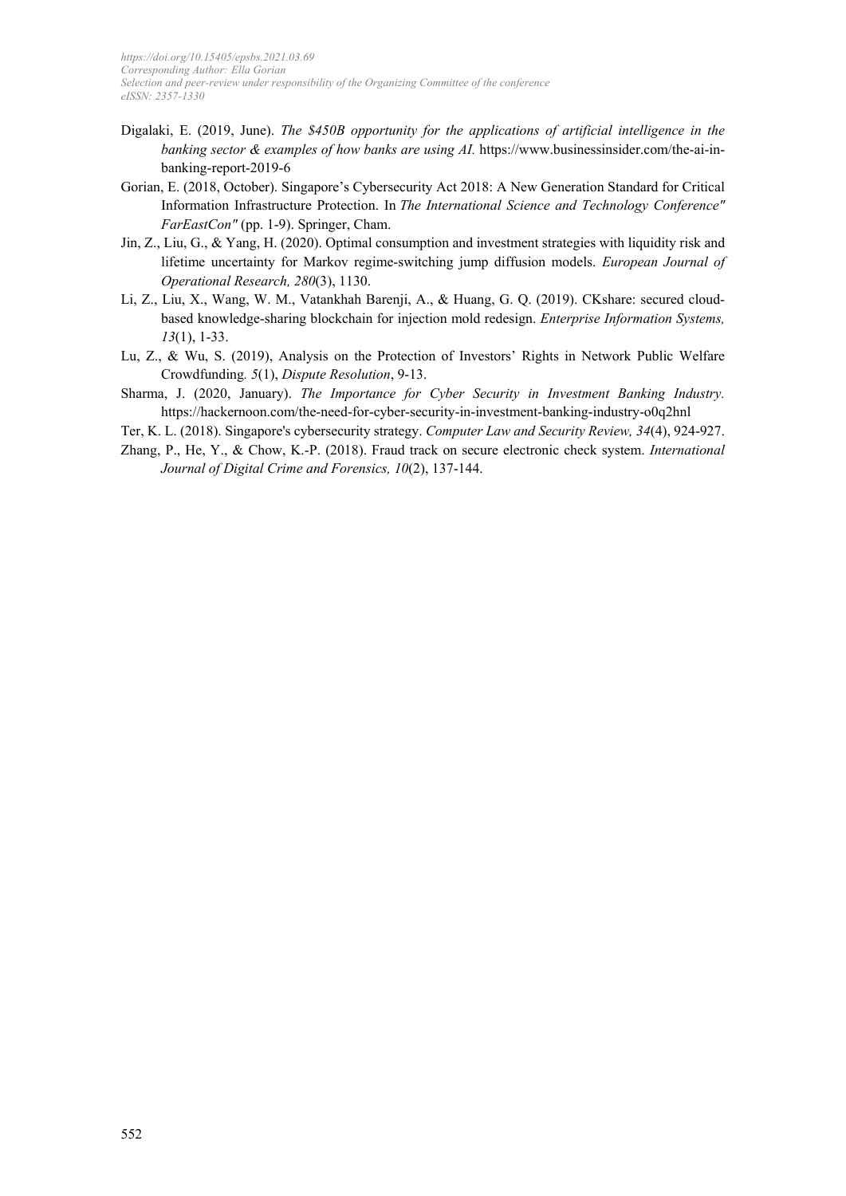Digalaki, E. (2019, June). *The $450B opportunity for the applications of artificial intelligence in the banking sector & examples of how banks are using AI.* https://www.businessinsider.com/the-ai-in-banking-report-2019-6

Gorian, E. (2018, October). Singapore's Cybersecurity Act 2018: A New Generation Standard for Critical Information Infrastructure Protection. In *The International Science and Technology Conference" FarEastCon"* (pp. 1-9). Springer, Cham.

Jin, Z., Liu, G., & Yang, H. (2020). Optimal consumption and investment strategies with liquidity risk and lifetime uncertainty for Markov regime-switching jump diffusion models. *European Journal of Operational Research, 280*(3), 1130.

Li, Z., Liu, X., Wang, W. M., Vatankhah Barenji, A., & Huang, G. Q. (2019). CKshare: secured cloud-based knowledge-sharing blockchain for injection mold redesign. *Enterprise Information Systems, 13*(1), 1-33.

Lu, Z., & Wu, S. (2019), Analysis on the Protection of Investors' Rights in Network Public Welfare Crowdfunding*. 5*(1), *Dispute Resolution*, 9-13.

Sharma, J. (2020, January). *The Importance for Cyber Security in Investment Banking Industry.* https://hackernoon.com/the-need-for-cyber-security-in-investment-banking-industry-o0q2hnl

Ter, K. L. (2018). Singapore's cybersecurity strategy. *Computer Law and Security Review, 34*(4), 924-927.

Zhang, P., He, Y., & Chow, K.-P. (2018). Fraud track on secure electronic check system. *International Journal of Digital Crime and Forensics, 10*(2), 137-144.